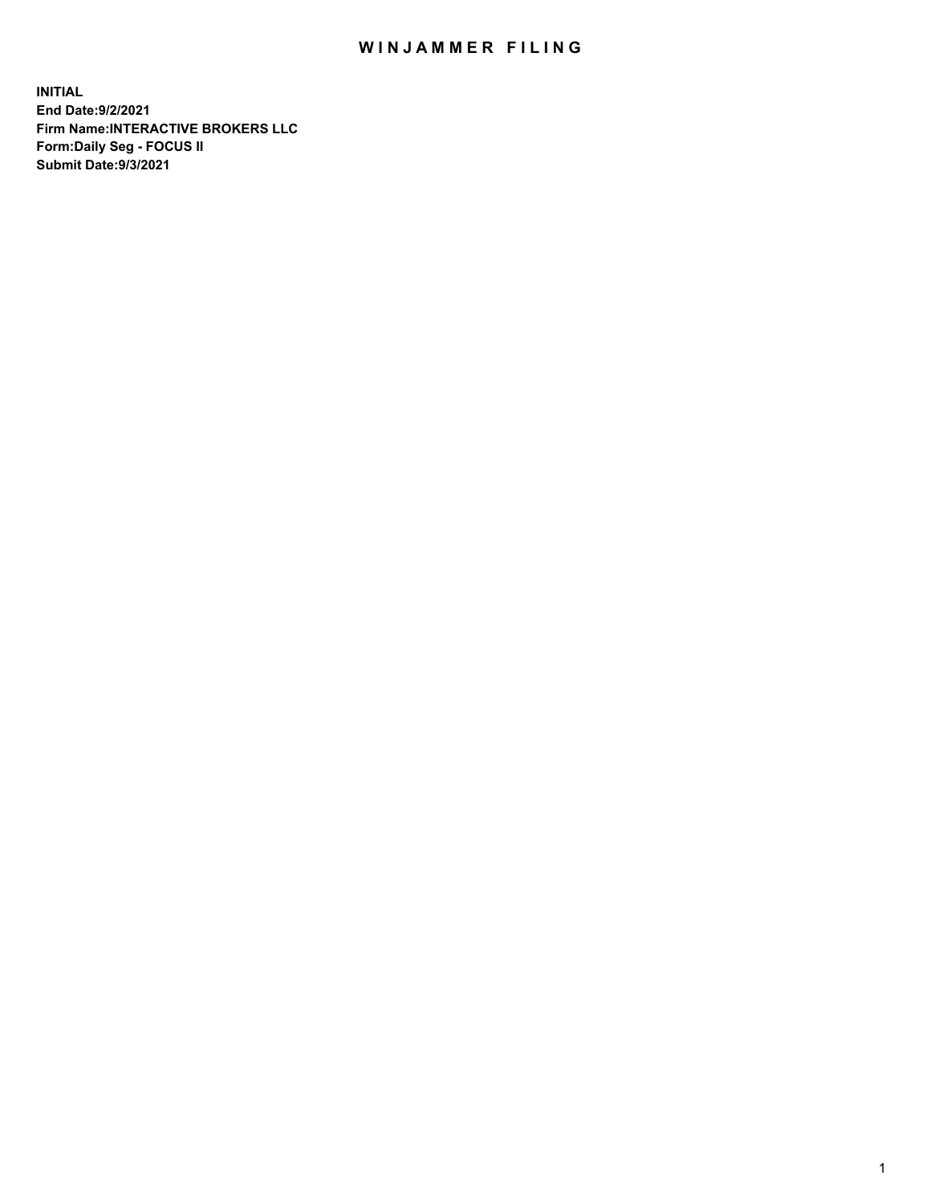# WINJAMMER FILING

**INITIAL**
**End Date:9/2/2021**
**Firm Name:INTERACTIVE BROKERS LLC**
**Form:Daily Seg - FOCUS II**
**Submit Date:9/3/2021**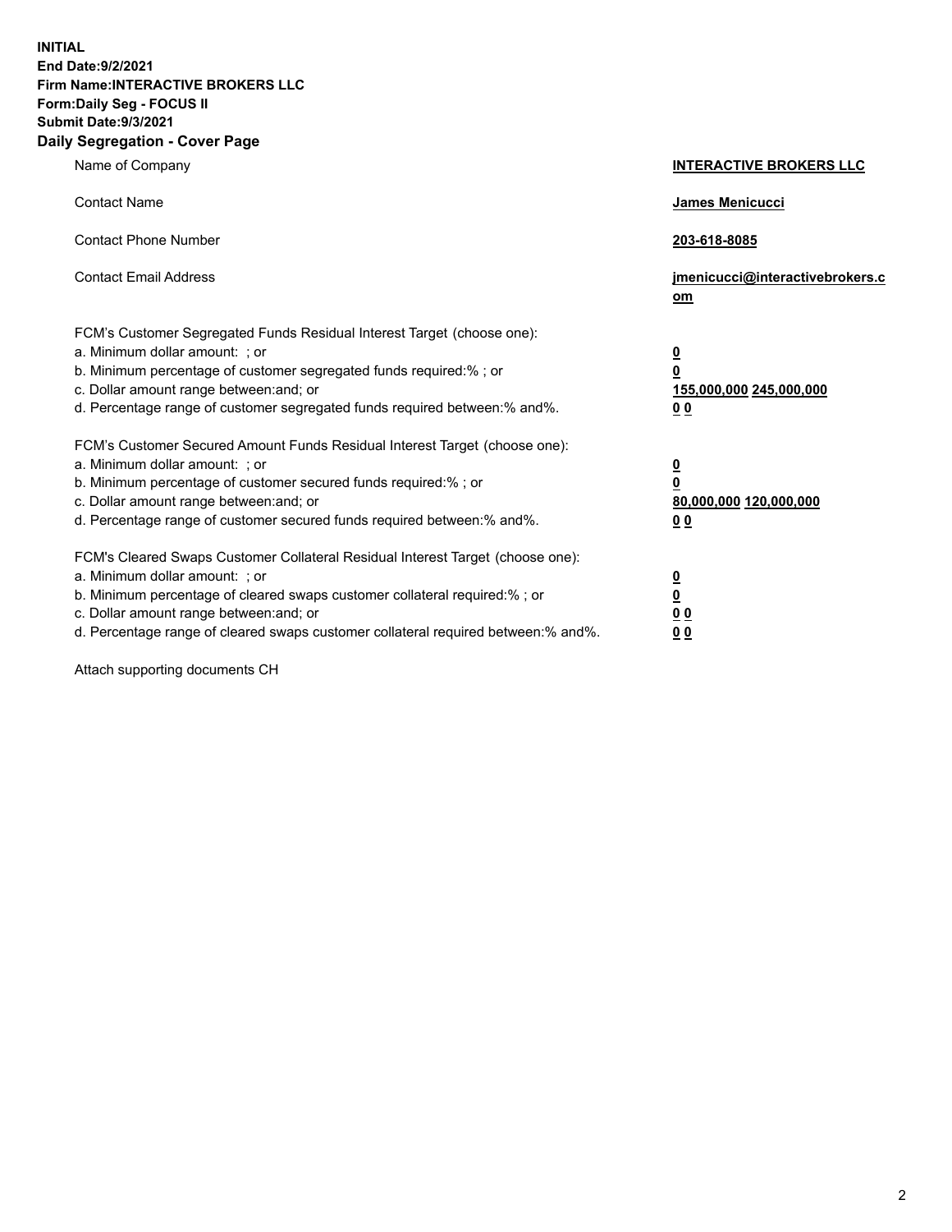**INITIAL**
**End Date:9/2/2021**
**Firm Name:INTERACTIVE BROKERS LLC**
**Form:Daily Seg - FOCUS II**
**Submit Date:9/3/2021**
**Daily Segregation - Cover Page**

| | |
|---|---|
| Name of Company | **INTERACTIVE BROKERS LLC** |
| Contact Name | **James Menicucci** |
| Contact Phone Number | **203-618-8085** |
| Contact Email Address | **jmenicucci@interactivebrokers.com** |
| FCM's Customer Segregated Funds Residual Interest Target (choose one): | |
| a. Minimum dollar amount: ; or | **0** |
| b. Minimum percentage of customer segregated funds required:% ; or | **0** |
| c. Dollar amount range between:and; or | **155,000,000 245,000,000** |
| d. Percentage range of customer segregated funds required between:% and%. | **0 0** |
| FCM's Customer Secured Amount Funds Residual Interest Target (choose one): | |
| a. Minimum dollar amount: ; or | **0** |
| b. Minimum percentage of customer secured funds required:% ; or | **0** |
| c. Dollar amount range between:and; or | **80,000,000 120,000,000** |
| d. Percentage range of customer secured funds required between:% and%. | **0 0** |
| FCM's Cleared Swaps Customer Collateral Residual Interest Target (choose one): | |
| a. Minimum dollar amount: ; or | **0** |
| b. Minimum percentage of cleared swaps customer collateral required:% ; or | **0** |
| c. Dollar amount range between:and; or | **0 0** |
| d. Percentage range of cleared swaps customer collateral required between:% and%. | **0 0** |

Attach supporting documents CH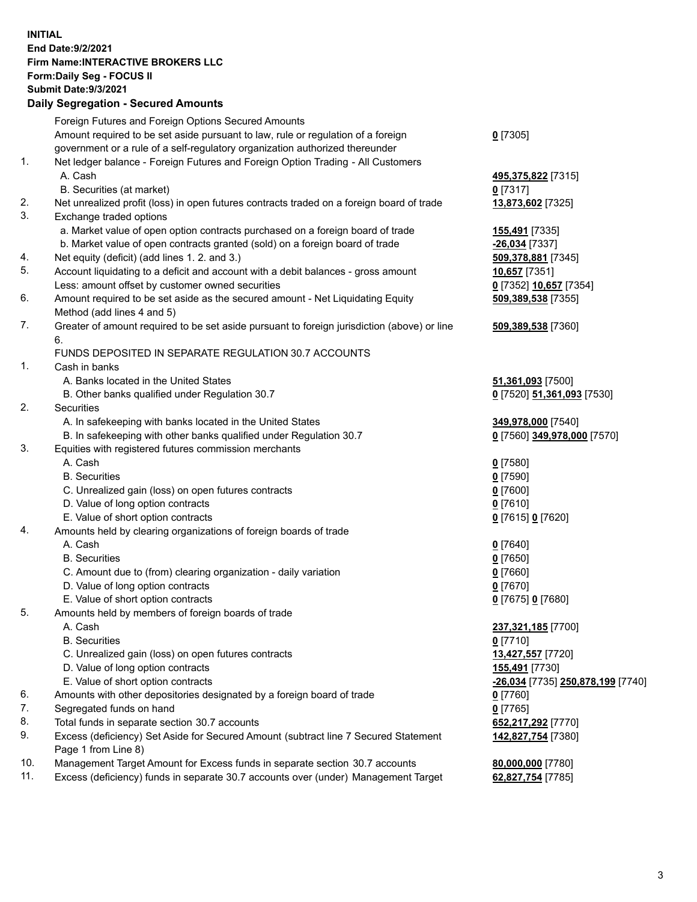**INITIAL**
**End Date:9/2/2021**
**Firm Name:INTERACTIVE BROKERS LLC**
**Form:Daily Seg - FOCUS II**
**Submit Date:9/3/2021**

**Daily Segregation - Secured Amounts**

| | | |
|---|---|---|
| | Foreign Futures and Foreign Options Secured Amounts | |
| | Amount required to be set aside pursuant to law, rule or regulation of a foreign government or a rule of a self-regulatory organization authorized thereunder | **0** [7305] |
| 1. | Net ledger balance - Foreign Futures and Foreign Option Trading - All Customers | |
| | A. Cash | **495,375,822** [7315] |
| | B. Securities (at market) | **0** [7317] |
| 2. | Net unrealized profit (loss) in open futures contracts traded on a foreign board of trade | **13,873,602** [7325] |
| 3. | Exchange traded options | |
| | a. Market value of open option contracts purchased on a foreign board of trade | **155,491** [7335] |
| | b. Market value of open contracts granted (sold) on a foreign board of trade | **-26,034** [7337] |
| 4. | Net equity (deficit) (add lines 1. 2. and 3.) | **509,378,881** [7345] |
| 5. | Account liquidating to a deficit and account with a debit balances - gross amount | **10,657** [7351] |
| | Less: amount offset by customer owned securities | **0** [7352] **10,657** [7354] |
| 6. | Amount required to be set aside as the secured amount - Net Liquidating Equity Method (add lines 4 and 5) | **509,389,538** [7355] |
| 7. | Greater of amount required to be set aside pursuant to foreign jurisdiction (above) or line 6. | **509,389,538** [7360] |
| | FUNDS DEPOSITED IN SEPARATE REGULATION 30.7 ACCOUNTS | |
| 1. | Cash in banks | |
| | A. Banks located in the United States | **51,361,093** [7500] |
| | B. Other banks qualified under Regulation 30.7 | **0** [7520] **51,361,093** [7530] |
| 2. | Securities | |
| | A. In safekeeping with banks located in the United States | **349,978,000** [7540] |
| | B. In safekeeping with other banks qualified under Regulation 30.7 | **0** [7560] **349,978,000** [7570] |
| 3. | Equities with registered futures commission merchants | |
| | A. Cash | **0** [7580] |
| | B. Securities | **0** [7590] |
| | C. Unrealized gain (loss) on open futures contracts | **0** [7600] |
| | D. Value of long option contracts | **0** [7610] |
| | E. Value of short option contracts | **0** [7615] **0** [7620] |
| 4. | Amounts held by clearing organizations of foreign boards of trade | |
| | A. Cash | **0** [7640] |
| | B. Securities | **0** [7650] |
| | C. Amount due to (from) clearing organization - daily variation | **0** [7660] |
| | D. Value of long option contracts | **0** [7670] |
| | E. Value of short option contracts | **0** [7675] **0** [7680] |
| 5. | Amounts held by members of foreign boards of trade | |
| | A. Cash | **237,321,185** [7700] |
| | B. Securities | **0** [7710] |
| | C. Unrealized gain (loss) on open futures contracts | **13,427,557** [7720] |
| | D. Value of long option contracts | **155,491** [7730] |
| | E. Value of short option contracts | **-26,034** [7735] **250,878,199** [7740] |
| 6. | Amounts with other depositories designated by a foreign board of trade | **0** [7760] |
| 7. | Segregated funds on hand | **0** [7765] |
| 8. | Total funds in separate section 30.7 accounts | **652,217,292** [7770] |
| 9. | Excess (deficiency) Set Aside for Secured Amount (subtract line 7 Secured Statement Page 1 from Line 8) | **142,827,754** [7380] |
| 10. | Management Target Amount for Excess funds in separate section 30.7 accounts | **80,000,000** [7780] |
| 11. | Excess (deficiency) funds in separate 30.7 accounts over (under) Management Target | **62,827,754** [7785] |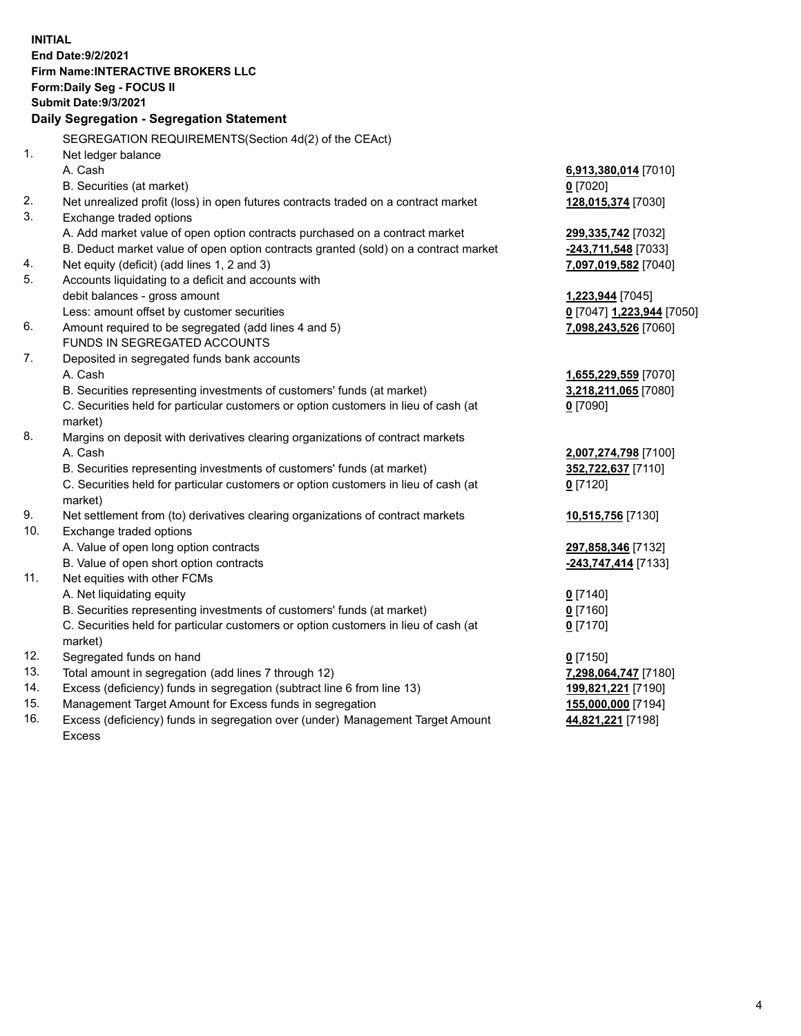**INITIAL**
**End Date:9/2/2021**
**Firm Name:INTERACTIVE BROKERS LLC**
**Form:Daily Seg - FOCUS II**
**Submit Date:9/3/2021**

### Daily Segregation - Segregation Statement

SEGREGATION REQUIREMENTS(Section 4d(2) of the CEAct)

| | | |
|---|---|---|
| 1. | Net ledger balance | |
| | A. Cash | **6,913,380,014** [7010] |
| | B. Securities (at market) | **0** [7020] |
| 2. | Net unrealized profit (loss) in open futures contracts traded on a contract market | **128,015,374** [7030] |
| 3. | Exchange traded options | |
| | A. Add market value of open option contracts purchased on a contract market | **299,335,742** [7032] |
| | B. Deduct market value of open option contracts granted (sold) on a contract market | **-243,711,548** [7033] |
| 4. | Net equity (deficit) (add lines 1, 2 and 3) | **7,097,019,582** [7040] |
| 5. | Accounts liquidating to a deficit and accounts with debit balances - gross amount | **1,223,944** [7045] |
| | Less: amount offset by customer securities | **0** [7047] **1,223,944** [7050] |
| 6. | Amount required to be segregated (add lines 4 and 5) | **7,098,243,526** [7060] |
| | FUNDS IN SEGREGATED ACCOUNTS | |
| 7. | Deposited in segregated funds bank accounts | |
| | A. Cash | **1,655,229,559** [7070] |
| | B. Securities representing investments of customers' funds (at market) | **3,218,211,065** [7080] |
| | C. Securities held for particular customers or option customers in lieu of cash (at market) | **0** [7090] |
| 8. | Margins on deposit with derivatives clearing organizations of contract markets | |
| | A. Cash | **2,007,274,798** [7100] |
| | B. Securities representing investments of customers' funds (at market) | **352,722,637** [7110] |
| | C. Securities held for particular customers or option customers in lieu of cash (at market) | **0** [7120] |
| 9. | Net settlement from (to) derivatives clearing organizations of contract markets | **10,515,756** [7130] |
| 10. | Exchange traded options | |
| | A. Value of open long option contracts | **297,858,346** [7132] |
| | B. Value of open short option contracts | **-243,747,414** [7133] |
| 11. | Net equities with other FCMs | |
| | A. Net liquidating equity | **0** [7140] |
| | B. Securities representing investments of customers' funds (at market) | **0** [7160] |
| | C. Securities held for particular customers or option customers in lieu of cash (at market) | **0** [7170] |
| 12. | Segregated funds on hand | **0** [7150] |
| 13. | Total amount in segregation (add lines 7 through 12) | **7,298,064,747** [7180] |
| 14. | Excess (deficiency) funds in segregation (subtract line 6 from line 13) | **199,821,221** [7190] |
| 15. | Management Target Amount for Excess funds in segregation | **155,000,000** [7194] |
| 16. | Excess (deficiency) funds in segregation over (under) Management Target Amount Excess | **44,821,221** [7198] |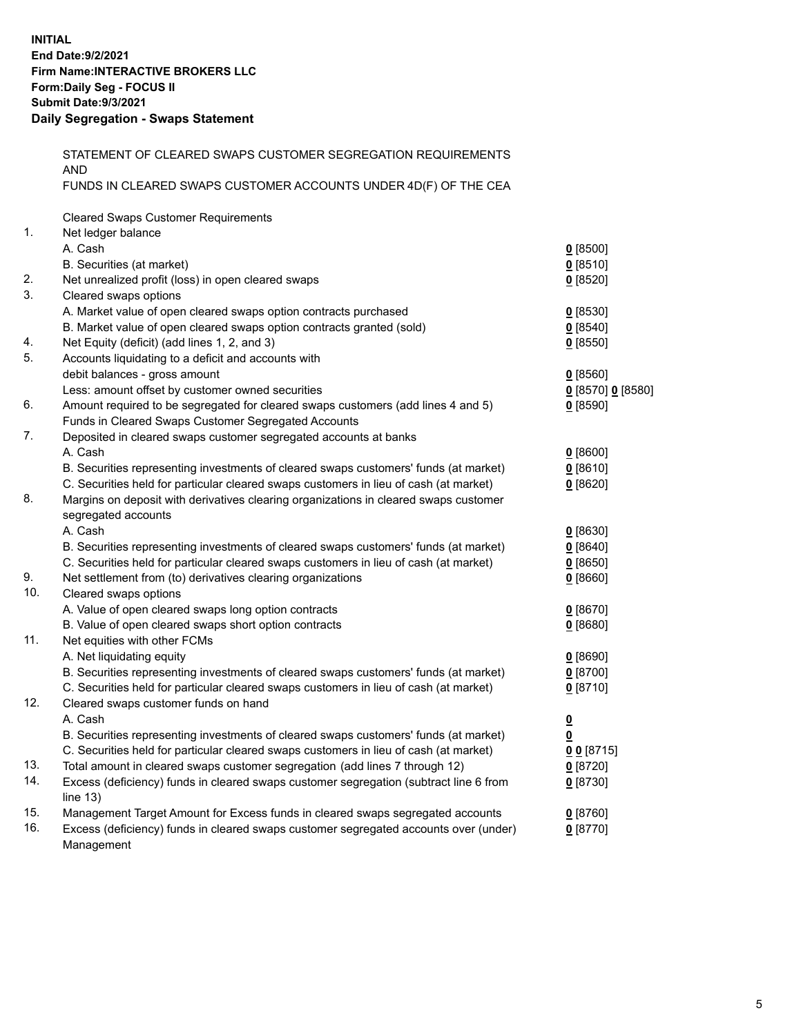**INITIAL**
**End Date:9/2/2021**
**Firm Name:INTERACTIVE BROKERS LLC**
**Form:Daily Seg - FOCUS II**
**Submit Date:9/3/2021**
**Daily Segregation - Swaps Statement**

STATEMENT OF CLEARED SWAPS CUSTOMER SEGREGATION REQUIREMENTS AND FUNDS IN CLEARED SWAPS CUSTOMER ACCOUNTS UNDER 4D(F) OF THE CEA

| | | |
|---|---|---|
| | Cleared Swaps Customer Requirements | |
| 1. | Net ledger balance | |
| | A. Cash | 0 [8500] |
| | B. Securities (at market) | 0 [8510] |
| 2. | Net unrealized profit (loss) in open cleared swaps | 0 [8520] |
| 3. | Cleared swaps options | |
| | A. Market value of open cleared swaps option contracts purchased | 0 [8530] |
| | B. Market value of open cleared swaps option contracts granted (sold) | 0 [8540] |
| 4. | Net Equity (deficit) (add lines 1, 2, and 3) | 0 [8550] |
| 5. | Accounts liquidating to a deficit and accounts with | |
| | debit balances - gross amount | 0 [8560] |
| | Less: amount offset by customer owned securities | 0 [8570] 0 [8580] |
| 6. | Amount required to be segregated for cleared swaps customers (add lines 4 and 5) | 0 [8590] |
| | Funds in Cleared Swaps Customer Segregated Accounts | |
| 7. | Deposited in cleared swaps customer segregated accounts at banks | |
| | A. Cash | 0 [8600] |
| | B. Securities representing investments of cleared swaps customers' funds (at market) | 0 [8610] |
| | C. Securities held for particular cleared swaps customers in lieu of cash (at market) | 0 [8620] |
| 8. | Margins on deposit with derivatives clearing organizations in cleared swaps customer segregated accounts | |
| | A. Cash | 0 [8630] |
| | B. Securities representing investments of cleared swaps customers' funds (at market) | 0 [8640] |
| | C. Securities held for particular cleared swaps customers in lieu of cash (at market) | 0 [8650] |
| 9. | Net settlement from (to) derivatives clearing organizations | 0 [8660] |
| 10. | Cleared swaps options | |
| | A. Value of open cleared swaps long option contracts | 0 [8670] |
| | B. Value of open cleared swaps short option contracts | 0 [8680] |
| 11. | Net equities with other FCMs | |
| | A. Net liquidating equity | 0 [8690] |
| | B. Securities representing investments of cleared swaps customers' funds (at market) | 0 [8700] |
| | C. Securities held for particular cleared swaps customers in lieu of cash (at market) | 0 [8710] |
| 12. | Cleared swaps customer funds on hand | |
| | A. Cash | 0 |
| | B. Securities representing investments of cleared swaps customers' funds (at market) | 0 |
| | C. Securities held for particular cleared swaps customers in lieu of cash (at market) | 0 0 [8715] |
| 13. | Total amount in cleared swaps customer segregation (add lines 7 through 12) | 0 [8720] |
| 14. | Excess (deficiency) funds in cleared swaps customer segregation (subtract line 6 from line 13) | 0 [8730] |
| 15. | Management Target Amount for Excess funds in cleared swaps segregated accounts | 0 [8760] |
| 16. | Excess (deficiency) funds in cleared swaps customer segregated accounts over (under) Management | 0 [8770] |